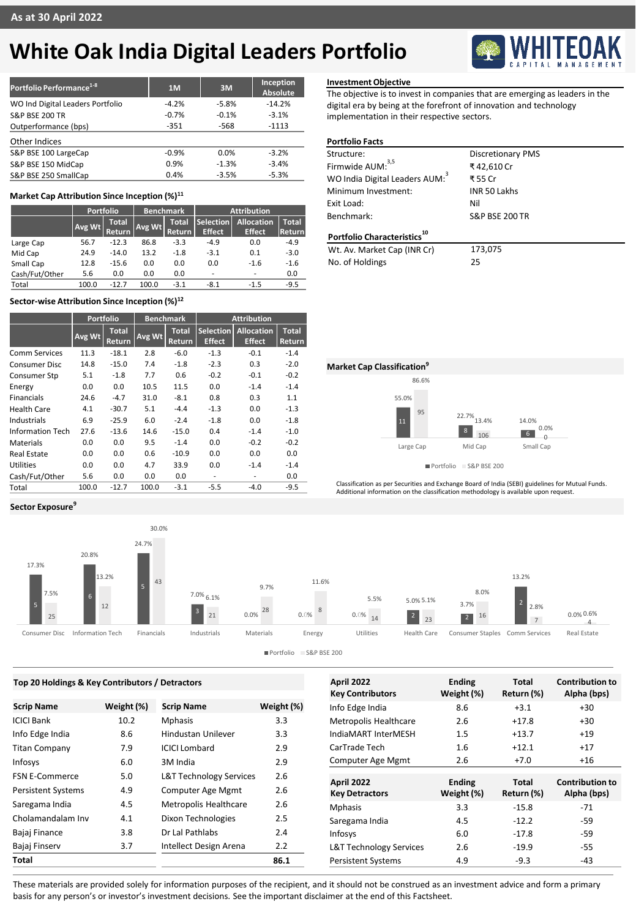As at 30 April 2022

# White Oak India Digital Leaders Portfolio

| Portfolio Performance[1-8] | 1M | 3M | Inception Absolute |
|---|---|---|---|
| WO Ind Digital Leaders Portfolio | -4.2% | -5.8% | -14.2% |
| S&P BSE 200 TR | -0.7% | -0.1% | -3.1% |
| Outperformance (bps) | -351 | -568 | -1113 |
| Other Indices | | | |
| S&P BSE 100 LargeCap | -0.9% | 0.0% | -3.2% |
| S&P BSE 150 MidCap | 0.9% | -1.3% | -3.4% |
| S&P BSE 250 SmallCap | 0.4% | -3.5% | -5.3% |

## Market Cap Attribution Since Inception (%)[11]

| | Portfolio | | Benchmark | | Attribution | | |
|---|---|---|---|---|---|---|---|
| | Avg Wt | Total Return | Avg Wt | Total Return | Selection Effect | Allocation Effect | Total Return |
| Large Cap | 56.7 | -12.3 | 86.8 | -3.3 | -4.9 | 0.0 | -4.9 |
| Mid Cap | 24.9 | -14.0 | 13.2 | -1.8 | -3.1 | 0.1 | -3.0 |
| Small Cap | 12.8 | -15.6 | 0.0 | 0.0 | 0.0 | -1.6 | -1.6 |
| Cash/Fut/Other | 5.6 | 0.0 | 0.0 | 0.0 | - | - | 0.0 |
| Total | 100.0 | -12.7 | 100.0 | -3.1 | -8.1 | -1.5 | -9.5 |

## Sector-wise Attribution Since Inception (%)[12]

| | Portfolio | | Benchmark | | Attribution | | |
|---|---|---|---|---|---|---|---|
| | Avg Wt | Total Return | Avg Wt | Total Return | Selection Effect | Allocation Effect | Total Return |
| Comm Services | 11.3 | -18.1 | 2.8 | -6.0 | -1.3 | -0.1 | -1.4 |
| Consumer Disc | 14.8 | -15.0 | 7.4 | -1.8 | -2.3 | 0.3 | -2.0 |
| Consumer Stp | 5.1 | -1.8 | 7.7 | 0.6 | -0.2 | -0.1 | -0.2 |
| Energy | 0.0 | 0.0 | 10.5 | 11.5 | 0.0 | -1.4 | -1.4 |
| Financials | 24.6 | -4.7 | 31.0 | -8.1 | 0.8 | 0.3 | 1.1 |
| Health Care | 4.1 | -30.7 | 5.1 | -4.4 | -1.3 | 0.0 | -1.3 |
| Industrials | 6.9 | -25.9 | 6.0 | -2.4 | -1.8 | 0.0 | -1.8 |
| Information Tech | 27.6 | -13.6 | 14.6 | -15.0 | 0.4 | -1.4 | -1.0 |
| Materials | 0.0 | 0.0 | 9.5 | -1.4 | 0.0 | -0.2 | -0.2 |
| Real Estate | 0.0 | 0.0 | 0.6 | -10.9 | 0.0 | 0.0 | 0.0 |
| Utilities | 0.0 | 0.0 | 4.7 | 33.9 | 0.0 | -1.4 | -1.4 |
| Cash/Fut/Other | 5.6 | 0.0 | 0.0 | 0.0 | - | - | 0.0 |
| Total | 100.0 | -12.7 | 100.0 | -3.1 | -5.5 | -4.0 | -9.5 |

## Investment Objective

The objective is to invest in companies that are emerging as leaders in the digital era by being at the forefront of innovation and technology implementation in their respective sectors.

## Portfolio Facts

| | |
|---|---|
| Structure: | Discretionary PMS |
| Firmwide AUM:[3,5] | ₹ 42,610 Cr |
| WO India Digital Leaders AUM:[3] | ₹ 55 Cr |
| Minimum Investment: | INR 50 Lakhs |
| Exit Load: | Nil |
| Benchmark: | S&P BSE 200 TR |

## Portfolio Characteristics[10]

| | |
|---|---|
| Wt. Av. Market Cap (INR Cr) | 173,075 |
| No. of Holdings | 25 |

## Market Cap Classification[9]

| | Portfolio (%) | Portfolio (No.) | S&P BSE 200 (%) | S&P BSE 200 (No.) |
|---|---|---|---|---|
| Large Cap | 55.0% | 11 | 86.6% | 95 |
| Mid Cap | 22.7% | 8 | 13.4% | 106 |
| Small Cap | 14.0% | 6 | 0.0% | 0 |

Classification as per Securities and Exchange Board of India (SEBI) guidelines for Mutual Funds. Additional information on the classification methodology is available upon request.

## Sector Exposure[9]

| Sector | Portfolio (%) | Portfolio (No.) | S&P BSE 200 (%) | S&P BSE 200 (No.) |
|---|---|---|---|---|
| Consumer Disc | 17.3% | 5 | 7.5% | 25 |
| Information Tech | 20.8% | 6 | 13.2% | 12 |
| Financials | 24.7% | 5 | 30.0% | 43 |
| Industrials | 7.0% | 3 | 6.1% | 21 |
| Materials | 0.0% | | 9.7% | 28 |
| Energy | 0.0% | | 11.6% | 8 |
| Utilities | 0.0% | | 5.5% | 14 |
| Health Care | 5.0% | 2 | 5.1% | 23 |
| Consumer Staples | 3.7% | 2 | 8.0% | 16 |
| Comm Services | 13.2% | 2 | 2.8% | 7 |
| Real Estate | 0.0% | | 0.6% | 4 |

## Top 20 Holdings & Key Contributors / Detractors

| Scrip Name | Weight (%) | Scrip Name | Weight (%) |
|---|---|---|---|
| ICICI Bank | 10.2 | Mphasis | 3.3 |
| Info Edge India | 8.6 | Hindustan Unilever | 3.3 |
| Titan Company | 7.9 | ICICI Lombard | 2.9 |
| Infosys | 6.0 | 3M India | 2.9 |
| FSN E-Commerce | 5.0 | L&T Technology Services | 2.6 |
| Persistent Systems | 4.9 | Computer Age Mgmt | 2.6 |
| Saregama India | 4.5 | Metropolis Healthcare | 2.6 |
| Cholamandalam Inv | 4.1 | Dixon Technologies | 2.5 |
| Bajaj Finance | 3.8 | Dr Lal Pathlabs | 2.4 |
| Bajaj Finserv | 3.7 | Intellect Design Arena | 2.2 |
| **Total** | | | **86.1** |

| April 2022 Key Contributors | Ending Weight (%) | Total Return (%) | Contribution to Alpha (bps) |
|---|---|---|---|
| Info Edge India | 8.6 | +3.1 | +30 |
| Metropolis Healthcare | 2.6 | +17.8 | +30 |
| IndiaMART InterMESH | 1.5 | +13.7 | +19 |
| CarTrade Tech | 1.6 | +12.1 | +17 |
| Computer Age Mgmt | 2.6 | +7.0 | +16 |

| April 2022 Key Detractors | Ending Weight (%) | Total Return (%) | Contribution to Alpha (bps) |
|---|---|---|---|
| Mphasis | 3.3 | -15.8 | -71 |
| Saregama India | 4.5 | -12.2 | -59 |
| Infosys | 6.0 | -17.8 | -59 |
| L&T Technology Services | 2.6 | -19.9 | -55 |
| Persistent Systems | 4.9 | -9.3 | -43 |

These materials are provided solely for information purposes of the recipient, and it should not be construed as an investment advice and form a primary basis for any person's or investor's investment decisions. See the important disclaimer at the end of this Factsheet.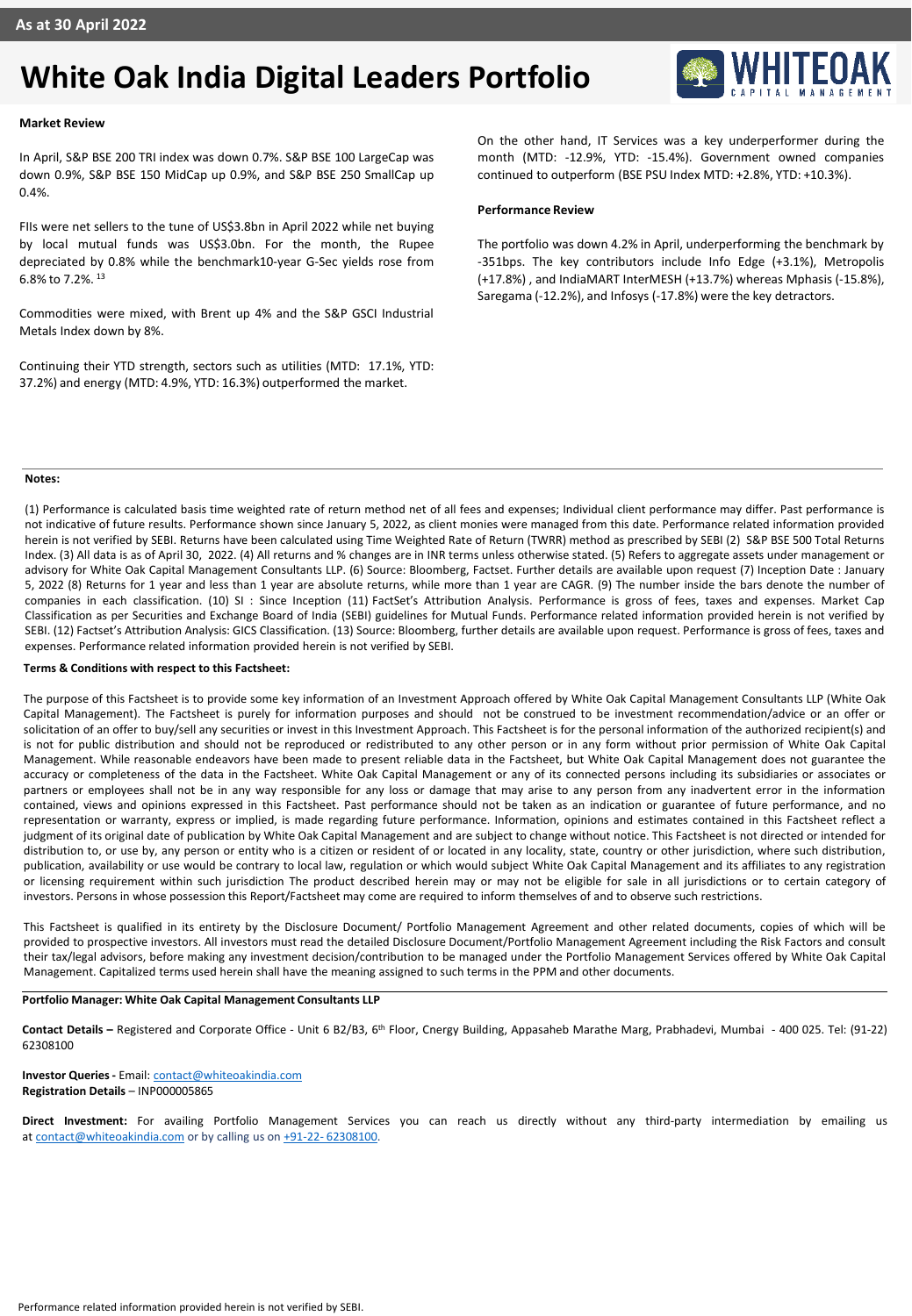As at 30 April 2022

# White Oak India Digital Leaders Portfolio

### Market Review

In April, S&P BSE 200 TRI index was down 0.7%. S&P BSE 100 LargeCap was down 0.9%, S&P BSE 150 MidCap up 0.9%, and S&P BSE 250 SmallCap up 0.4%.

FIIs were net sellers to the tune of US$3.8bn in April 2022 while net buying by local mutual funds was US$3.0bn. For the month, the Rupee depreciated by 0.8% while the benchmark10-year G-Sec yields rose from 6.8% to 7.2%. [13]

Commodities were mixed, with Brent up 4% and the S&P GSCI Industrial Metals Index down by 8%.

Continuing their YTD strength, sectors such as utilities (MTD: 17.1%, YTD: 37.2%) and energy (MTD: 4.9%, YTD: 16.3%) outperformed the market.

On the other hand, IT Services was a key underperformer during the month (MTD: -12.9%, YTD: -15.4%). Government owned companies continued to outperform (BSE PSU Index MTD: +2.8%, YTD: +10.3%).

### Performance Review

The portfolio was down 4.2% in April, underperforming the benchmark by -351bps. The key contributors include Info Edge (+3.1%), Metropolis (+17.8%) , and IndiaMART InterMESH (+13.7%) whereas Mphasis (-15.8%), Saregama (-12.2%), and Infosys (-17.8%) were the key detractors.

**Notes:**

(1) Performance is calculated basis time weighted rate of return method net of all fees and expenses; Individual client performance may differ. Past performance is not indicative of future results. Performance shown since January 5, 2022, as client monies were managed from this date. Performance related information provided herein is not verified by SEBI. Returns have been calculated using Time Weighted Rate of Return (TWRR) method as prescribed by SEBI (2) S&P BSE 500 Total Returns Index. (3) All data is as of April 30, 2022. (4) All returns and % changes are in INR terms unless otherwise stated. (5) Refers to aggregate assets under management or advisory for White Oak Capital Management Consultants LLP. (6) Source: Bloomberg, Factset. Further details are available upon request (7) Inception Date : January 5, 2022 (8) Returns for 1 year and less than 1 year are absolute returns, while more than 1 year are CAGR. (9) The number inside the bars denote the number of companies in each classification. (10) SI : Since Inception (11) FactSet's Attribution Analysis. Performance is gross of fees, taxes and expenses. Market Cap Classification as per Securities and Exchange Board of India (SEBI) guidelines for Mutual Funds. Performance related information provided herein is not verified by SEBI. (12) Factset's Attribution Analysis: GICS Classification. (13) Source: Bloomberg, further details are available upon request. Performance is gross of fees, taxes and expenses. Performance related information provided herein is not verified by SEBI.

**Terms & Conditions with respect to this Factsheet:**

The purpose of this Factsheet is to provide some key information of an Investment Approach offered by White Oak Capital Management Consultants LLP (White Oak Capital Management). The Factsheet is purely for information purposes and should not be construed to be investment recommendation/advice or an offer or solicitation of an offer to buy/sell any securities or invest in this Investment Approach. This Factsheet is for the personal information of the authorized recipient(s) and is not for public distribution and should not be reproduced or redistributed to any other person or in any form without prior permission of White Oak Capital Management. While reasonable endeavors have been made to present reliable data in the Factsheet, but White Oak Capital Management does not guarantee the accuracy or completeness of the data in the Factsheet. White Oak Capital Management or any of its connected persons including its subsidiaries or associates or partners or employees shall not be in any way responsible for any loss or damage that may arise to any person from any inadvertent error in the information contained, views and opinions expressed in this Factsheet. Past performance should not be taken as an indication or guarantee of future performance, and no representation or warranty, express or implied, is made regarding future performance. Information, opinions and estimates contained in this Factsheet reflect a judgment of its original date of publication by White Oak Capital Management and are subject to change without notice. This Factsheet is not directed or intended for distribution to, or use by, any person or entity who is a citizen or resident of or located in any locality, state, country or other jurisdiction, where such distribution, publication, availability or use would be contrary to local law, regulation or which would subject White Oak Capital Management and its affiliates to any registration or licensing requirement within such jurisdiction The product described herein may or may not be eligible for sale in all jurisdictions or to certain category of investors. Persons in whose possession this Report/Factsheet may come are required to inform themselves of and to observe such restrictions.

This Factsheet is qualified in its entirety by the Disclosure Document/ Portfolio Management Agreement and other related documents, copies of which will be provided to prospective investors. All investors must read the detailed Disclosure Document/Portfolio Management Agreement including the Risk Factors and consult their tax/legal advisors, before making any investment decision/contribution to be managed under the Portfolio Management Services offered by White Oak Capital Management. Capitalized terms used herein shall have the meaning assigned to such terms in the PPM and other documents.

**Portfolio Manager: White Oak Capital Management Consultants LLP**

**Contact Details –** Registered and Corporate Office - Unit 6 B2/B3, 6th Floor, Cnergy Building, Appasaheb Marathe Marg, Prabhadevi, Mumbai - 400 025. Tel: (91-22) 62308100

**Investor Queries -** Email: contact@whiteoakindia.com
**Registration Details** – INP000005865

**Direct Investment:** For availing Portfolio Management Services you can reach us directly without any third-party intermediation by emailing us at contact@whiteoakindia.com or by calling us on +91-22- 62308100.

Performance related information provided herein is not verified by SEBI.